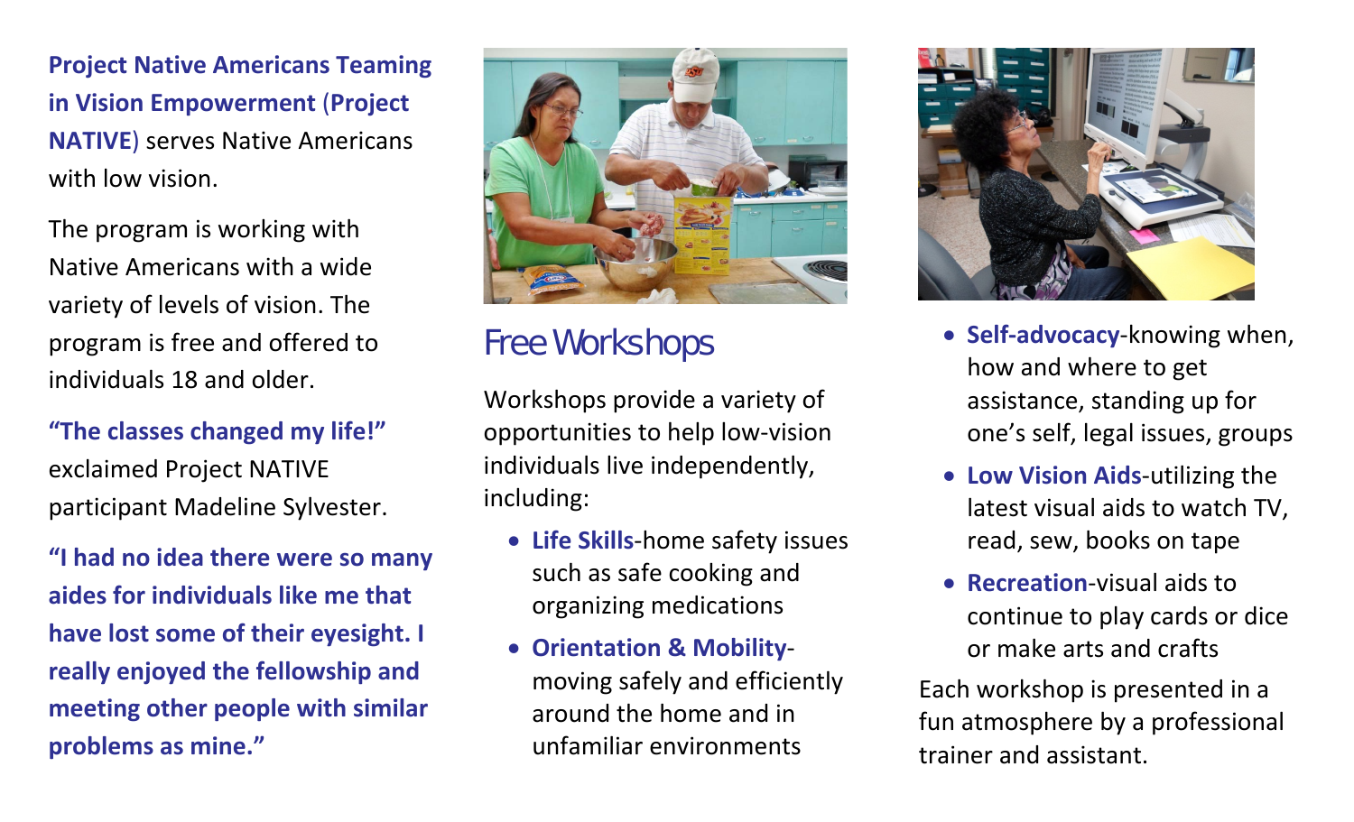**Project Native Americans Teaming in Vision Empowerment (Project NATIVE)** serves Native Americans with low vision.

The program is working with Native Americans with a wide variety of levels of vision. The program is free and offered to individuals 18 and older.

**"The classes changed my life!"** exclaimed Project NATIVE participant Madeline Sylvester.

**"I had no idea there were so many aides for individuals like me that have lost some of their eyesight. I really enjoyed the fellowship and meeting other people with similar problems as mine."**

## Free Workshops

Workshops provide a variety of opportunities to help low-vision individuals live independently, including:

- **Life Skills**-home safety issues such as safe cooking and organizing medications
- **Orientation & Mobility**-moving safely and efficiently around the home and in unfamiliar environments
- **Self-advocacy**-knowing when, how and where to get assistance, standing up for one's self, legal issues, groups
- **Low Vision Aids**-utilizing the latest visual aids to watch TV, read, sew, books on tape
- **Recreation**-visual aids to continue to play cards or dice or make arts and crafts

Each workshop is presented in a fun atmosphere by a professional trainer and assistant.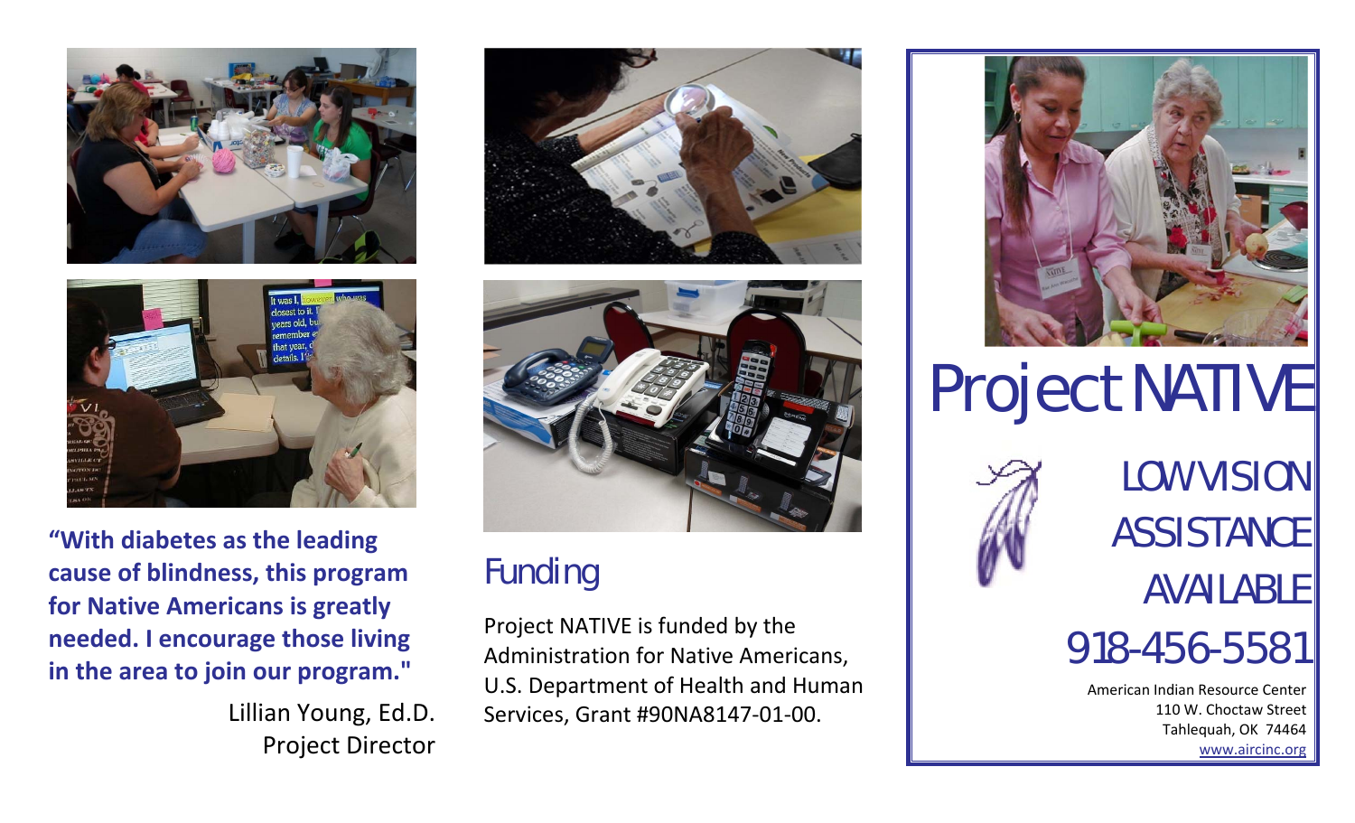**"With diabetes as the leading cause of blindness, this program for Native Americans is greatly needed. I encourage those living in the area to join our program."**

Lillian Young, Ed.D.
Project Director

## Funding

Project NATIVE is funded by the Administration for Native Americans, U.S. Department of Health and Human Services, Grant #90NA8147-01-00.

# Project NATIVE

## LOW VISION ASSISTANCE AVAILABLE

## 918-456-5581

American Indian Resource Center
110 W. Choctaw Street
Tahlequah, OK 74464
www.aircinc.org